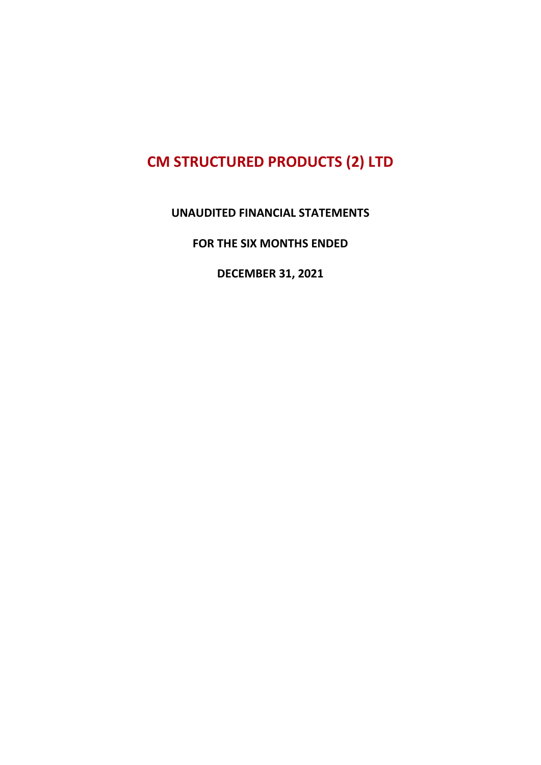# CM STRUCTURED PRODUCTS (2) LTD

**UNAUDITED FINANCIAL STATEMENTS**

**FOR THE SIX MONTHS ENDED**

**DECEMBER 31, 2021**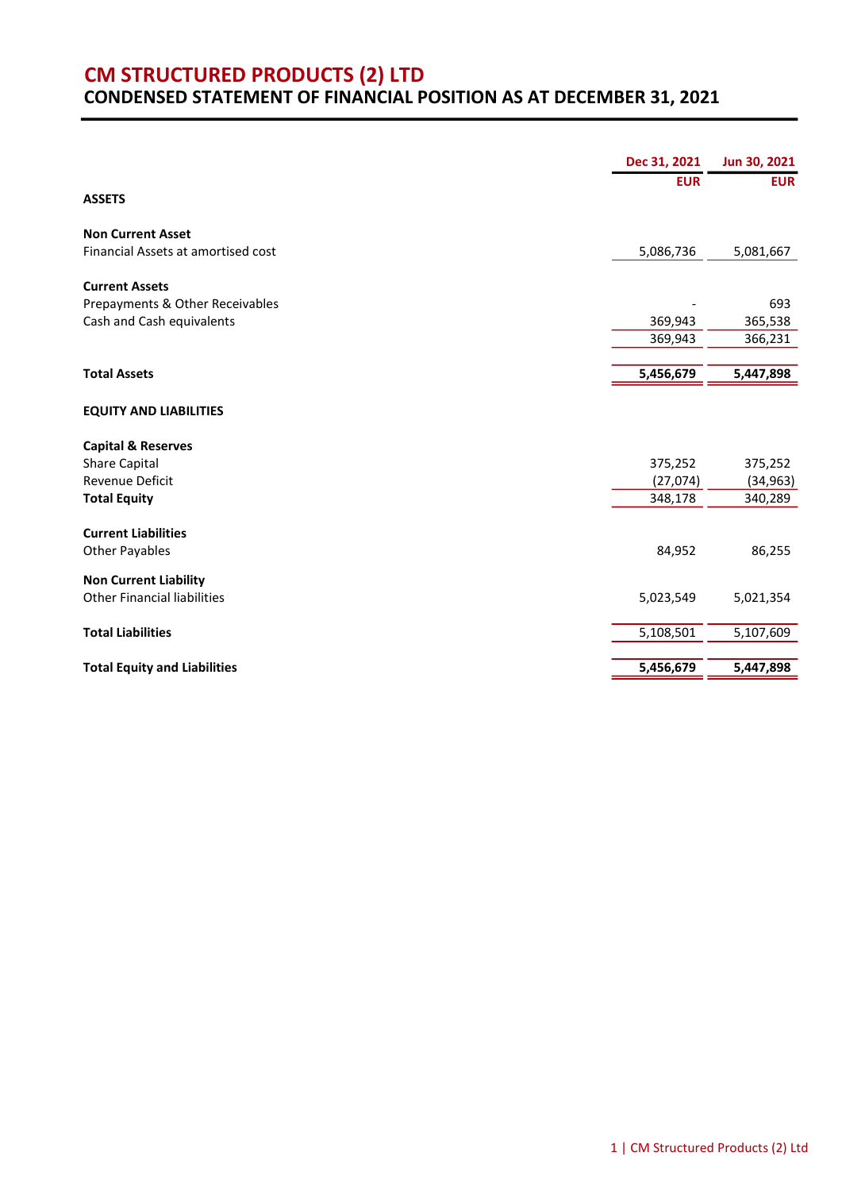# CM STRUCTURED PRODUCTS (2) LTD

## CONDENSED STATEMENT OF FINANCIAL POSITION AS AT DECEMBER 31, 2021

| | Dec 31, 2021 | Jun 30, 2021 |
|---|---|---|
| | EUR | EUR |
| **ASSETS** | | |
| **Non Current Asset** | | |
| Financial Assets at amortised cost | 5,086,736 | 5,081,667 |
| **Current Assets** | | |
| Prepayments & Other Receivables | - | 693 |
| Cash and Cash equivalents | 369,943 | 365,538 |
| | 369,943 | 366,231 |
| **Total Assets** | **5,456,679** | **5,447,898** |
| **EQUITY AND LIABILITIES** | | |
| **Capital & Reserves** | | |
| Share Capital | 375,252 | 375,252 |
| Revenue Deficit | (27,074) | (34,963) |
| **Total Equity** | 348,178 | 340,289 |
| **Current Liabilities** | | |
| Other Payables | 84,952 | 86,255 |
| **Non Current Liability** | | |
| Other Financial liabilities | 5,023,549 | 5,021,354 |
| **Total Liabilities** | 5,108,501 | 5,107,609 |
| **Total Equity and Liabilities** | **5,456,679** | **5,447,898** |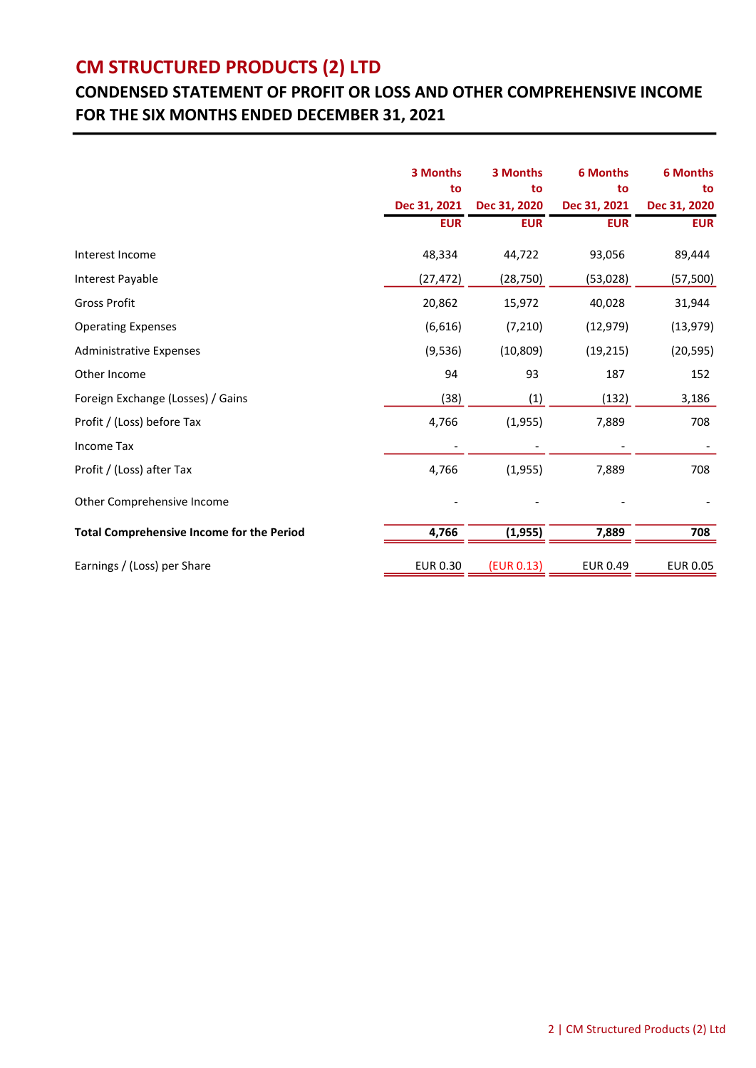# CM STRUCTURED PRODUCTS (2) LTD

## CONDENSED STATEMENT OF PROFIT OR LOSS AND OTHER COMPREHENSIVE INCOME FOR THE SIX MONTHS ENDED DECEMBER 31, 2021

| | 3 Months to Dec 31, 2021 | 3 Months to Dec 31, 2020 | 6 Months to Dec 31, 2021 | 6 Months to Dec 31, 2020 |
|---|---|---|---|---|
| | EUR | EUR | EUR | EUR |
| Interest Income | 48,334 | 44,722 | 93,056 | 89,444 |
| Interest Payable | (27,472) | (28,750) | (53,028) | (57,500) |
| Gross Profit | 20,862 | 15,972 | 40,028 | 31,944 |
| Operating Expenses | (6,616) | (7,210) | (12,979) | (13,979) |
| Administrative Expenses | (9,536) | (10,809) | (19,215) | (20,595) |
| Other Income | 94 | 93 | 187 | 152 |
| Foreign Exchange (Losses) / Gains | (38) | (1) | (132) | 3,186 |
| Profit / (Loss) before Tax | 4,766 | (1,955) | 7,889 | 708 |
| Income Tax | - | - | - | - |
| Profit / (Loss) after Tax | 4,766 | (1,955) | 7,889 | 708 |
| Other Comprehensive Income | - | - | - | - |
| **Total Comprehensive Income for the Period** | **4,766** | **(1,955)** | **7,889** | **708** |
| Earnings / (Loss) per Share | EUR 0.30 | (EUR 0.13) | EUR 0.49 | EUR 0.05 |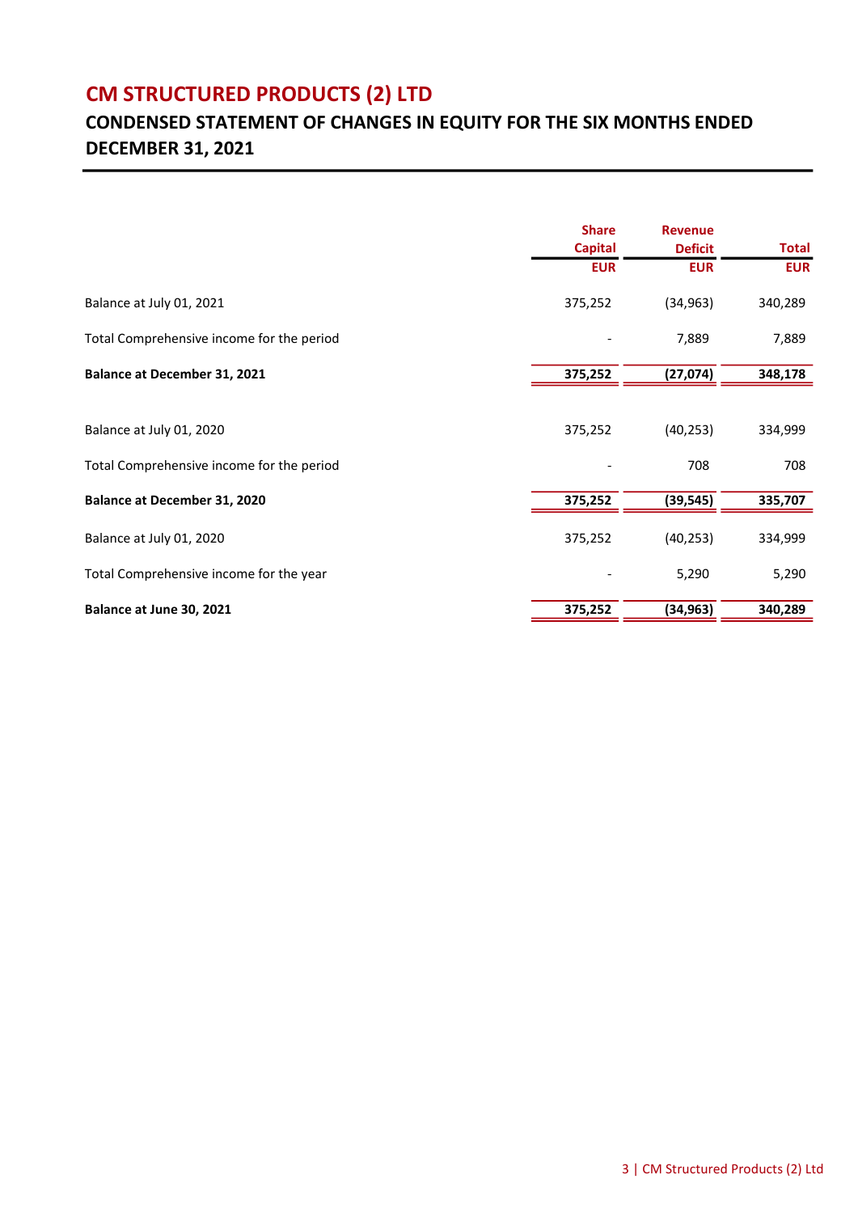# CM STRUCTURED PRODUCTS (2) LTD

## CONDENSED STATEMENT OF CHANGES IN EQUITY FOR THE SIX MONTHS ENDED DECEMBER 31, 2021

| | Share Capital | Revenue Deficit | Total |
|---|---|---|---|
| | EUR | EUR | EUR |
| Balance at July 01, 2021 | 375,252 | (34,963) | 340,289 |
| Total Comprehensive income for the period | - | 7,889 | 7,889 |
| **Balance at December 31, 2021** | **375,252** | **(27,074)** | **348,178** |
| | | | |
| Balance at July 01, 2020 | 375,252 | (40,253) | 334,999 |
| Total Comprehensive income for the period | - | 708 | 708 |
| **Balance at December 31, 2020** | **375,252** | **(39,545)** | **335,707** |
| Balance at July 01, 2020 | 375,252 | (40,253) | 334,999 |
| Total Comprehensive income for the year | - | 5,290 | 5,290 |
| **Balance at June 30, 2021** | **375,252** | **(34,963)** | **340,289** |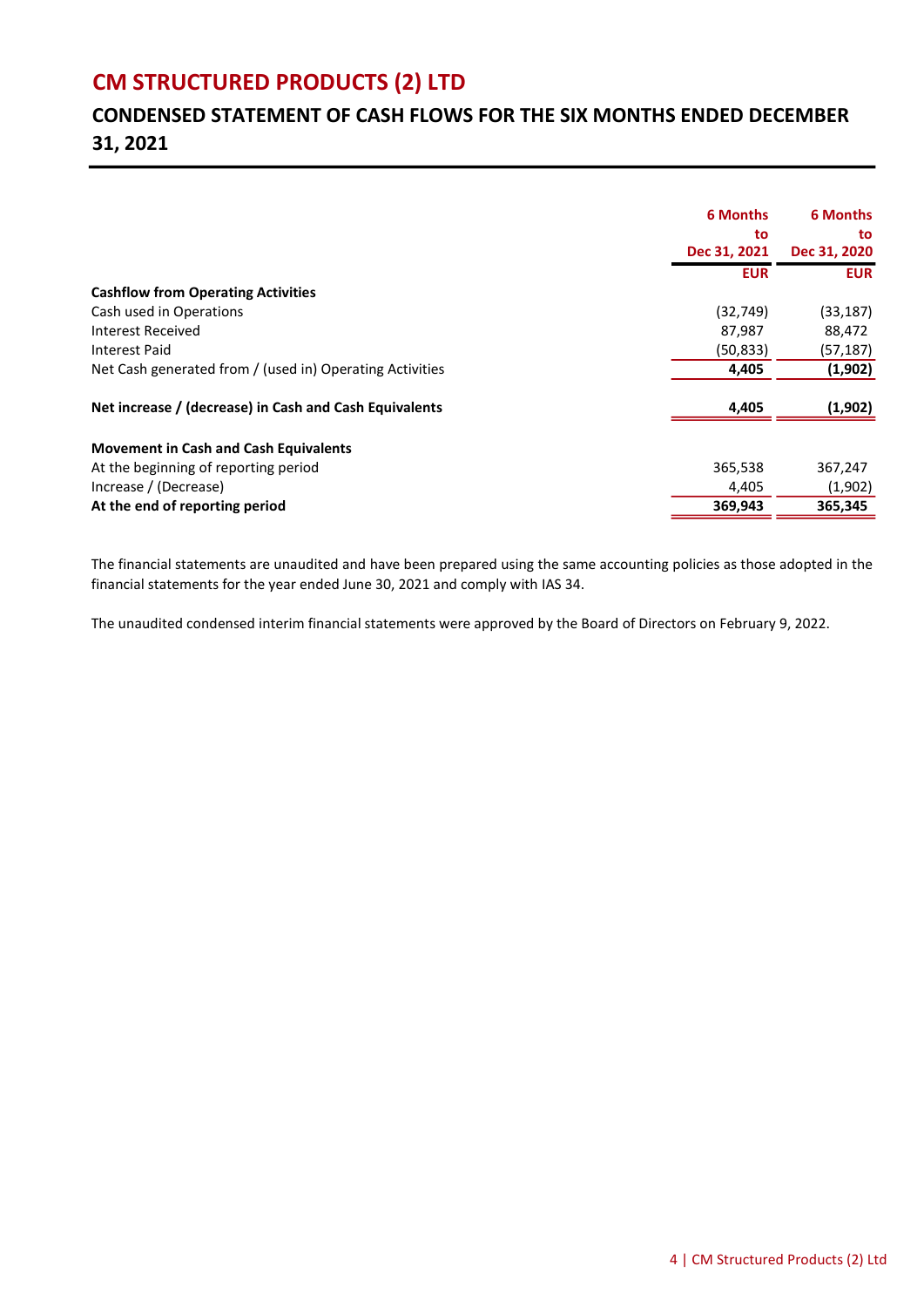# CM STRUCTURED PRODUCTS (2) LTD

## CONDENSED STATEMENT OF CASH FLOWS FOR THE SIX MONTHS ENDED DECEMBER 31, 2021

| | 6 Months to Dec 31, 2021 | 6 Months to Dec 31, 2020 |
|---|---|---|
| | EUR | EUR |
| **Cashflow from Operating Activities** | | |
| Cash used in Operations | (32,749) | (33,187) |
| Interest Received | 87,987 | 88,472 |
| Interest Paid | (50,833) | (57,187) |
| Net Cash generated from / (used in) Operating Activities | **4,405** | **(1,902)** |
| **Net increase / (decrease) in Cash and Cash Equivalents** | **4,405** | **(1,902)** |
| **Movement in Cash and Cash Equivalents** | | |
| At the beginning of reporting period | 365,538 | 367,247 |
| Increase / (Decrease) | 4,405 | (1,902) |
| **At the end of reporting period** | **369,943** | **365,345** |

The financial statements are unaudited and have been prepared using the same accounting policies as those adopted in the financial statements for the year ended June 30, 2021 and comply with IAS 34.

The unaudited condensed interim financial statements were approved by the Board of Directors on February 9, 2022.